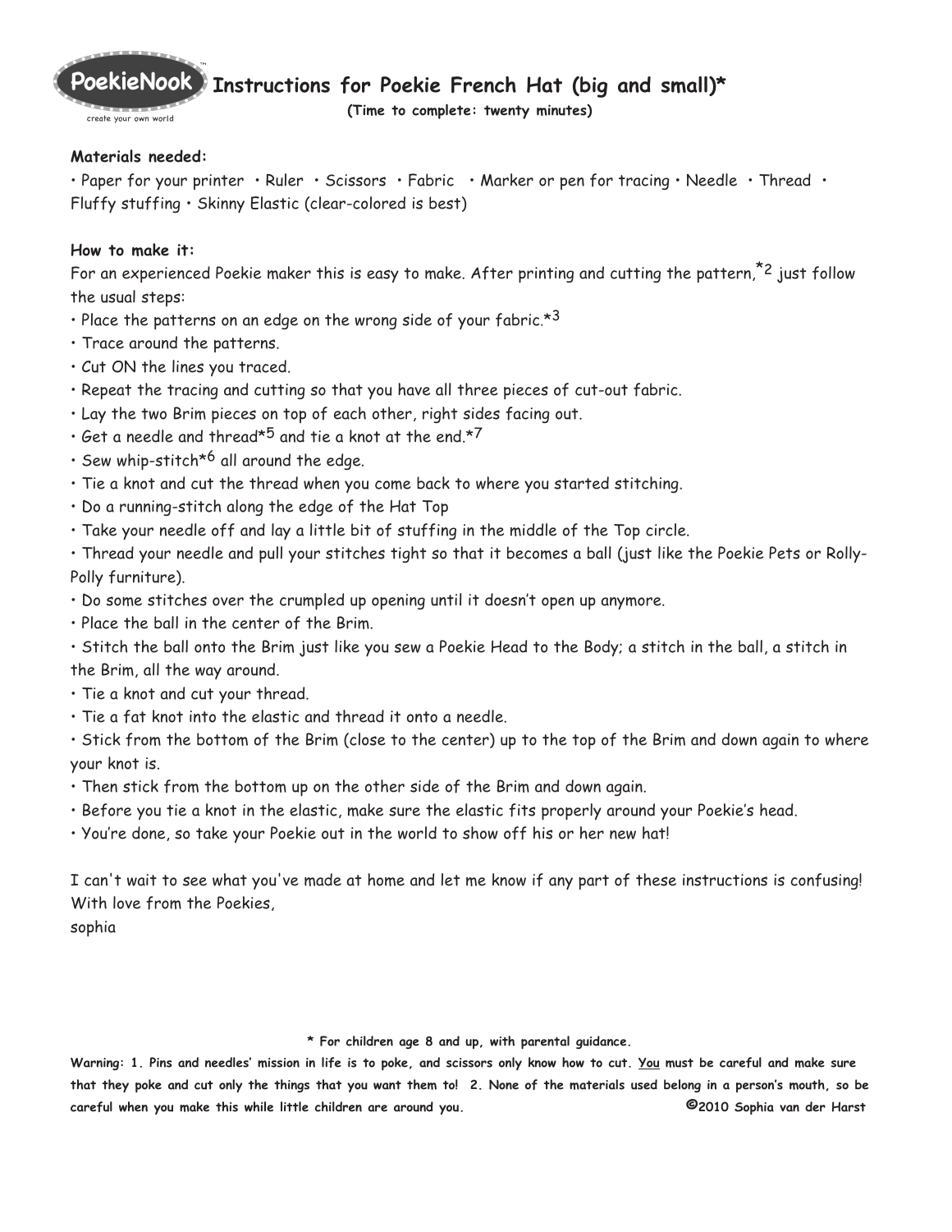# Instructions for Poekie French Hat (big and small)*

**(Time to complete: twenty minutes)**

**Materials needed:**

• Paper for your printer • Ruler • Scissors • Fabric • Marker or pen for tracing • Needle • Thread • Fluffy stuffing • Skinny Elastic (clear-colored is best)

**How to make it:**

For an experienced Poekie maker this is easy to make. After printing and cutting the pattern,*2 just follow the usual steps:

- Place the patterns on an edge on the wrong side of your fabric.*3
- Trace around the patterns.
- Cut ON the lines you traced.
- Repeat the tracing and cutting so that you have all three pieces of cut-out fabric.
- Lay the two Brim pieces on top of each other, right sides facing out.
- Get a needle and thread*5 and tie a knot at the end.*7
- Sew whip-stitch*6 all around the edge.
- Tie a knot and cut the thread when you come back to where you started stitching.
- Do a running-stitch along the edge of the Hat Top
- Take your needle off and lay a little bit of stuffing in the middle of the Top circle.
- Thread your needle and pull your stitches tight so that it becomes a ball (just like the Poekie Pets or Rolly-Polly furniture).
- Do some stitches over the crumpled up opening until it doesn't open up anymore.
- Place the ball in the center of the Brim.
- Stitch the ball onto the Brim just like you sew a Poekie Head to the Body; a stitch in the ball, a stitch in the Brim, all the way around.
- Tie a knot and cut your thread.
- Tie a fat knot into the elastic and thread it onto a needle.
- Stick from the bottom of the Brim (close to the center) up to the top of the Brim and down again to where your knot is.
- Then stick from the bottom up on the other side of the Brim and down again.
- Before you tie a knot in the elastic, make sure the elastic fits properly around your Poekie's head.
- You're done, so take your Poekie out in the world to show off his or her new hat!

I can't wait to see what you've made at home and let me know if any part of these instructions is confusing!
With love from the Poekies,
sophia

**\* For children age 8 and up, with parental guidance.**

**Warning: 1. Pins and needles' mission in life is to poke, and scissors only know how to cut. You must be careful and make sure that they poke and cut only the things that you want them to! 2. None of the materials used belong in a person's mouth, so be careful when you make this while little children are around you.** **©2010 Sophia van der Harst**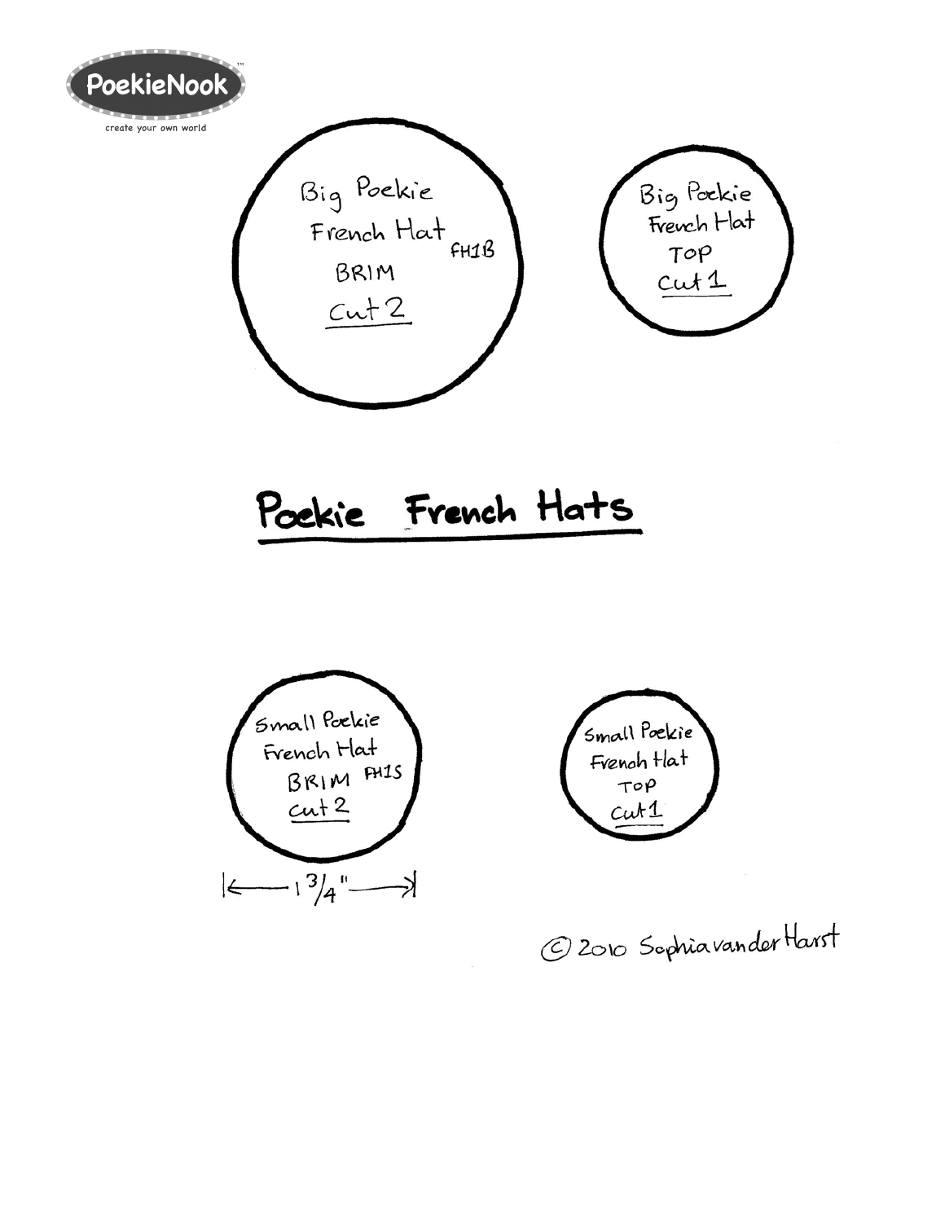PoekieNook

create your own world

Big Poekie French Hat FH1B BRIM Cut 2

Big Poekie French Hat TOP Cut 1

# Poekie French Hats

Small Poekie French Hat BRIM FH1S cut 2

Small Poekie French Hat TOP Cut 1

|← 1 3/4" →|

© 2010 Sophia vander Harst